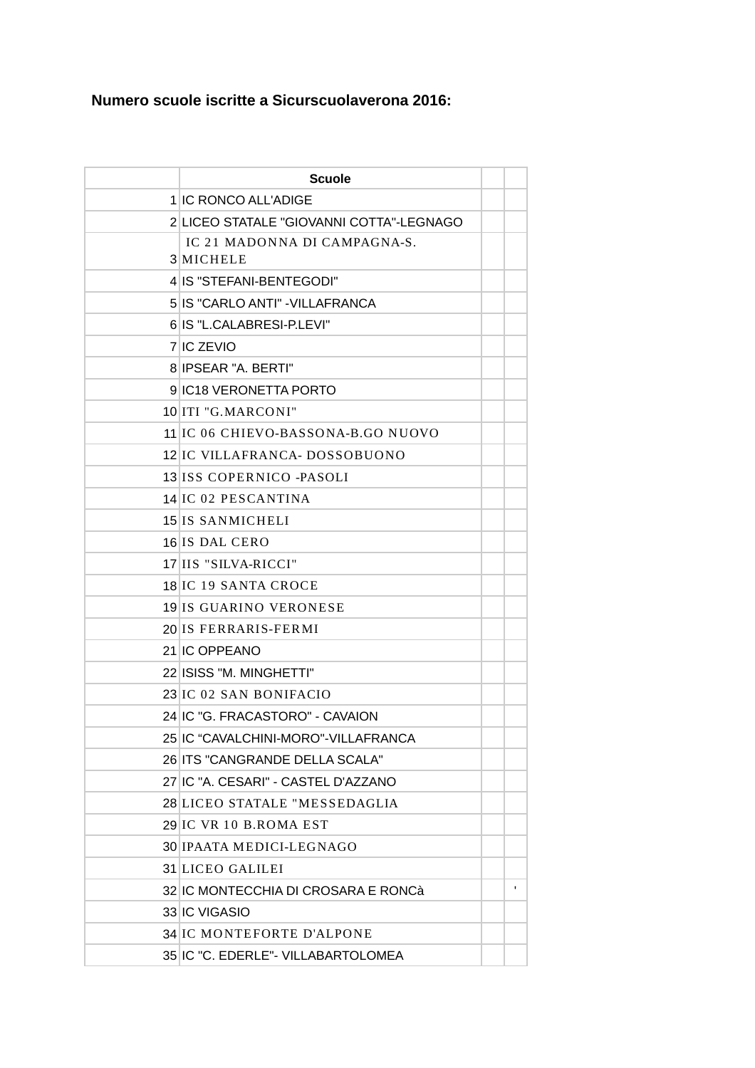**Numero scuole iscritte a Sicurscuolaverona 2016:**

| | Scuole | | |
|---|---|---|---|
| 1 | IC RONCO ALL'ADIGE | | |
| 2 | LICEO STATALE "GIOVANNI COTTA"-LEGNAGO | | |
| 3 | IC 21 MADONNA DI CAMPAGNA-S. MICHELE | | |
| 4 | IS "STEFANI-BENTEGODI" | | |
| 5 | IS "CARLO ANTI" -VILLAFRANCA | | |
| 6 | IS "L.CALABRESI-P.LEVI" | | |
| 7 | IC ZEVIO | | |
| 8 | IPSEAR "A. BERTI" | | |
| 9 | IC18 VERONETTA PORTO | | |
| 10 | ITI "G.MARCONI" | | |
| 11 | IC 06 CHIEVO-BASSONA-B.GO NUOVO | | |
| 12 | IC VILLAFRANCA- DOSSOBUONO | | |
| 13 | ISS COPERNICO -PASOLI | | |
| 14 | IC 02 PESCANTINA | | |
| 15 | IS SANMICHELI | | |
| 16 | IS DAL CERO | | |
| 17 | IIS "SILVA-RICCI" | | |
| 18 | IC 19 SANTA CROCE | | |
| 19 | IS GUARINO VERONESE | | |
| 20 | IS FERRARIS-FERMI | | |
| 21 | IC OPPEANO | | |
| 22 | ISISS "M. MINGHETTI" | | |
| 23 | IC 02 SAN BONIFACIO | | |
| 24 | IC "G. FRACASTORO" - CAVAION | | |
| 25 | IC “CAVALCHINI-MORO"-VILLAFRANCA | | |
| 26 | ITS "CANGRANDE DELLA SCALA" | | |
| 27 | IC "A. CESARI" - CASTEL D'AZZANO | | |
| 28 | LICEO STATALE "MESSEDAGLIA | | |
| 29 | IC VR 10 B.ROMA EST | | |
| 30 | IPAATA MEDICI-LEGNAGO | | |
| 31 | LICEO GALILEI | | |
| 32 | IC MONTECCHIA DI CROSARA E RONCà | | ' |
| 33 | IC VIGASIO | | |
| 34 | IC MONTEFORTE D'ALPONE | | |
| 35 | IC "C. EDERLE"- VILLABARTOLOMEA | | |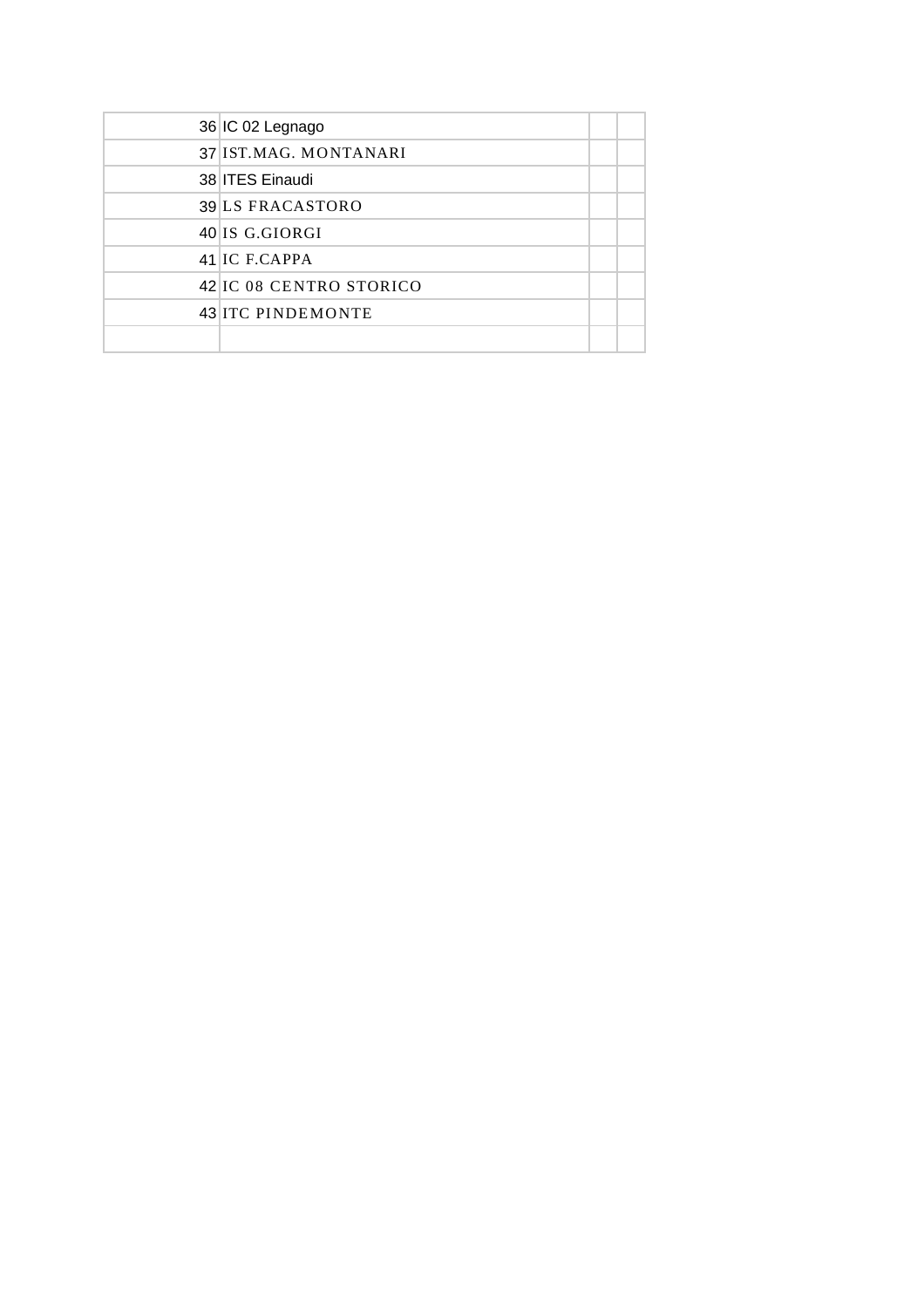| | | | |
|---|---|---|---|
| 36 | IC 02 Legnago | | |
| 37 | IST.MAG. MONTANARI | | |
| 38 | ITES Einaudi | | |
| 39 | LS FRACASTORO | | |
| 40 | IS G.GIORGI | | |
| 41 | IC F.CAPPA | | |
| 42 | IC 08 CENTRO STORICO | | |
| 43 | ITC PINDEMONTE | | |
| | | | |